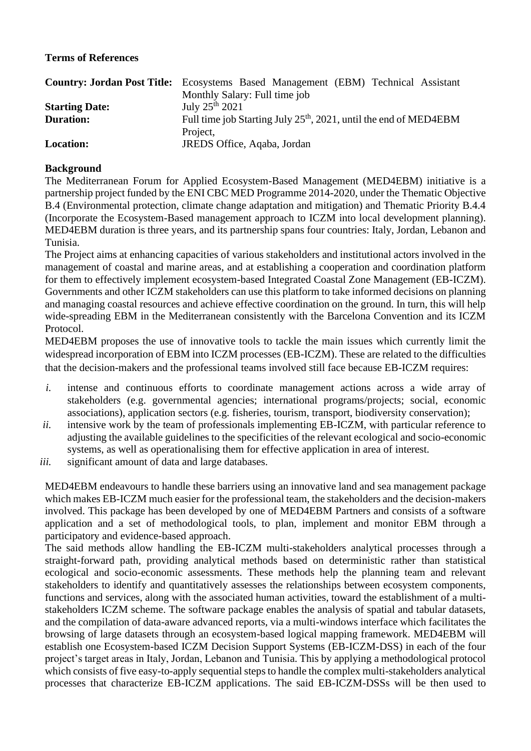**Terms of References**

**Country: Jordan Post Title:** Ecosystems Based Management (EBM) Technical Assistant
Monthly Salary: Full time job

**Starting Date:** July 25th 2021

**Duration:** Full time job Starting July 25th, 2021, until the end of MED4EBM Project,

**Location:** JREDS Office, Aqaba, Jordan

**Background**

The Mediterranean Forum for Applied Ecosystem-Based Management (MED4EBM) initiative is a partnership project funded by the ENI CBC MED Programme 2014-2020, under the Thematic Objective B.4 (Environmental protection, climate change adaptation and mitigation) and Thematic Priority B.4.4 (Incorporate the Ecosystem-Based management approach to ICZM into local development planning). MED4EBM duration is three years, and its partnership spans four countries: Italy, Jordan, Lebanon and Tunisia.

The Project aims at enhancing capacities of various stakeholders and institutional actors involved in the management of coastal and marine areas, and at establishing a cooperation and coordination platform for them to effectively implement ecosystem-based Integrated Coastal Zone Management (EB-ICZM). Governments and other ICZM stakeholders can use this platform to take informed decisions on planning and managing coastal resources and achieve effective coordination on the ground. In turn, this will help wide-spreading EBM in the Mediterranean consistently with the Barcelona Convention and its ICZM Protocol.

MED4EBM proposes the use of innovative tools to tackle the main issues which currently limit the widespread incorporation of EBM into ICZM processes (EB-ICZM). These are related to the difficulties that the decision-makers and the professional teams involved still face because EB-ICZM requires:

*i.* intense and continuous efforts to coordinate management actions across a wide array of stakeholders (e.g. governmental agencies; international programs/projects; social, economic associations), application sectors (e.g. fisheries, tourism, transport, biodiversity conservation);

*ii.* intensive work by the team of professionals implementing EB-ICZM, with particular reference to adjusting the available guidelines to the specificities of the relevant ecological and socio-economic systems, as well as operationalising them for effective application in area of interest.

*iii.* significant amount of data and large databases.

MED4EBM endeavours to handle these barriers using an innovative land and sea management package which makes EB-ICZM much easier for the professional team, the stakeholders and the decision-makers involved. This package has been developed by one of MED4EBM Partners and consists of a software application and a set of methodological tools, to plan, implement and monitor EBM through a participatory and evidence-based approach.

The said methods allow handling the EB-ICZM multi-stakeholders analytical processes through a straight-forward path, providing analytical methods based on deterministic rather than statistical ecological and socio-economic assessments. These methods help the planning team and relevant stakeholders to identify and quantitatively assesses the relationships between ecosystem components, functions and services, along with the associated human activities, toward the establishment of a multi-stakeholders ICZM scheme. The software package enables the analysis of spatial and tabular datasets, and the compilation of data-aware advanced reports, via a multi-windows interface which facilitates the browsing of large datasets through an ecosystem-based logical mapping framework. MED4EBM will establish one Ecosystem-based ICZM Decision Support Systems (EB-ICZM-DSS) in each of the four project's target areas in Italy, Jordan, Lebanon and Tunisia. This by applying a methodological protocol which consists of five easy-to-apply sequential steps to handle the complex multi-stakeholders analytical processes that characterize EB-ICZM applications. The said EB-ICZM-DSSs will be then used to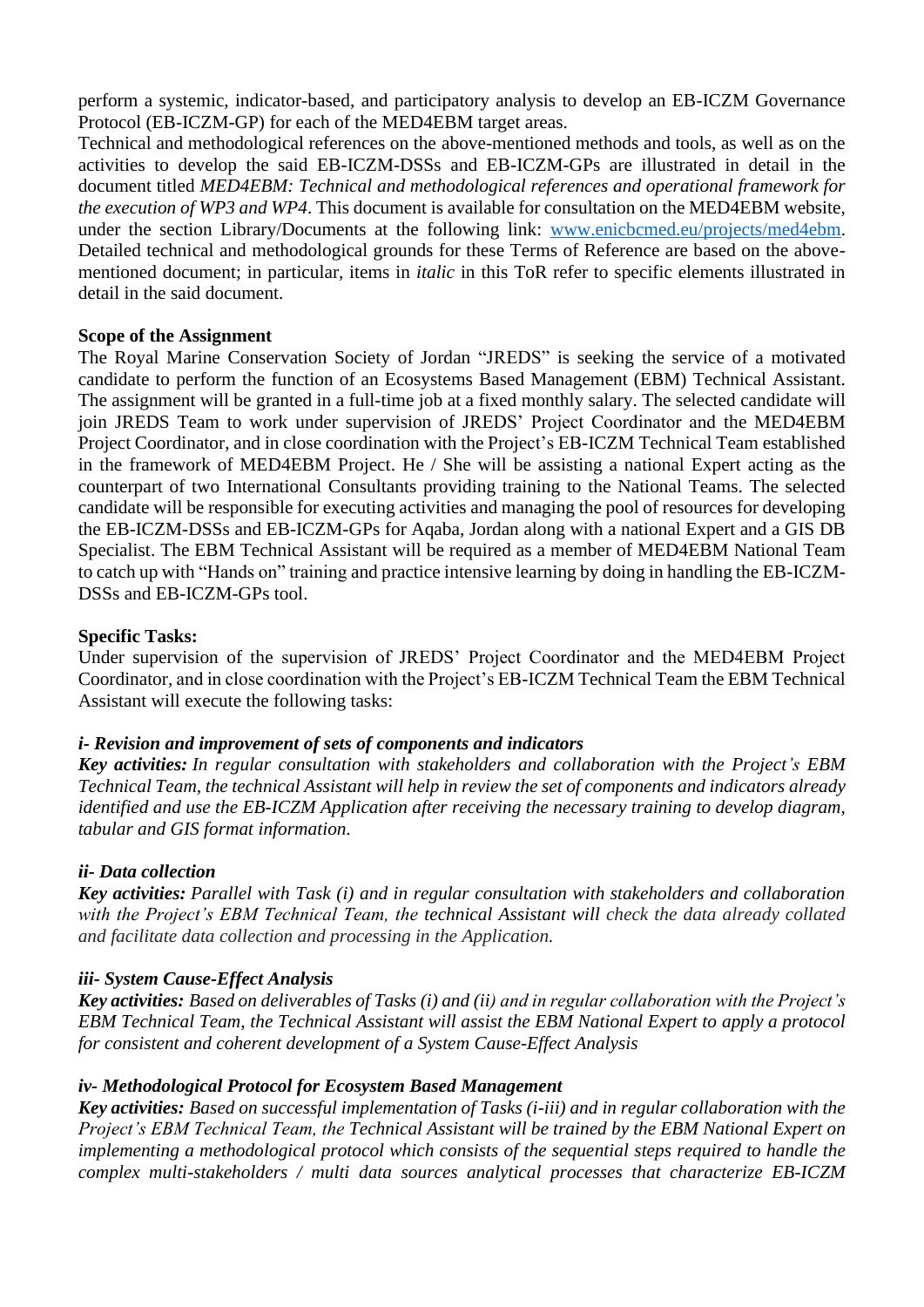perform a systemic, indicator-based, and participatory analysis to develop an EB-ICZM Governance Protocol (EB-ICZM-GP) for each of the MED4EBM target areas.

Technical and methodological references on the above-mentioned methods and tools, as well as on the activities to develop the said EB-ICZM-DSSs and EB-ICZM-GPs are illustrated in detail in the document titled *MED4EBM: Technical and methodological references and operational framework for the execution of WP3 and WP4*. This document is available for consultation on the MED4EBM website, under the section Library/Documents at the following link: [www.enicbcmed.eu/projects/med4ebm](www.enicbcmed.eu/projects/med4ebm). Detailed technical and methodological grounds for these Terms of Reference are based on the above-mentioned document; in particular, items in *italic* in this ToR refer to specific elements illustrated in detail in the said document.

**Scope of the Assignment**

The Royal Marine Conservation Society of Jordan "JREDS" is seeking the service of a motivated candidate to perform the function of an Ecosystems Based Management (EBM) Technical Assistant. The assignment will be granted in a full-time job at a fixed monthly salary. The selected candidate will join JREDS Team to work under supervision of JREDS' Project Coordinator and the MED4EBM Project Coordinator, and in close coordination with the Project's EB-ICZM Technical Team established in the framework of MED4EBM Project. He / She will be assisting a national Expert acting as the counterpart of two International Consultants providing training to the National Teams. The selected candidate will be responsible for executing activities and managing the pool of resources for developing the EB-ICZM-DSSs and EB-ICZM-GPs for Aqaba, Jordan along with a national Expert and a GIS DB Specialist. The EBM Technical Assistant will be required as a member of MED4EBM National Team to catch up with "Hands on" training and practice intensive learning by doing in handling the EB-ICZM-DSSs and EB-ICZM-GPs tool.

**Specific Tasks:**

Under supervision of the supervision of JREDS' Project Coordinator and the MED4EBM Project Coordinator, and in close coordination with the Project's EB-ICZM Technical Team the EBM Technical Assistant will execute the following tasks:

***i- Revision and improvement of sets of components and indicators***

***Key activities:*** *In regular consultation with stakeholders and collaboration with the Project's EBM Technical Team, the technical Assistant will help in review the set of components and indicators already identified and use the EB-ICZM Application after receiving the necessary training to develop diagram, tabular and GIS format information.*

***ii- Data collection***

***Key activities:*** *Parallel with Task (i) and in regular consultation with stakeholders and collaboration with the Project's EBM Technical Team, the technical Assistant will check the data already collated and facilitate data collection and processing in the Application.*

***iii- System Cause-Effect Analysis***

***Key activities:*** *Based on deliverables of Tasks (i) and (ii) and in regular collaboration with the Project's EBM Technical Team, the Technical Assistant will assist the EBM National Expert to apply a protocol for consistent and coherent development of a System Cause-Effect Analysis*

***iv- Methodological Protocol for Ecosystem Based Management***

***Key activities:*** *Based on successful implementation of Tasks (i-iii) and in regular collaboration with the Project's EBM Technical Team, the Technical Assistant will be trained by the EBM National Expert on implementing a methodological protocol which consists of the sequential steps required to handle the complex multi-stakeholders / multi data sources analytical processes that characterize EB-ICZM*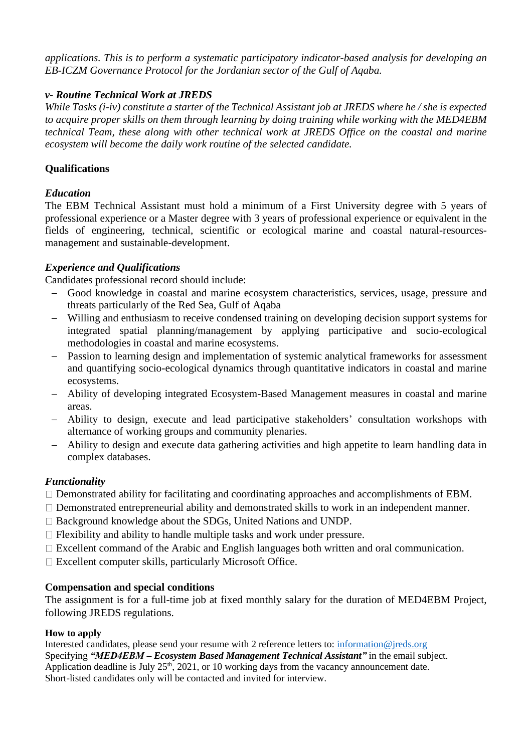*applications. This is to perform a systematic participatory indicator-based analysis for developing an EB-ICZM Governance Protocol for the Jordanian sector of the Gulf of Aqaba.*

***v- Routine Technical Work at JREDS***

*While Tasks (i-iv) constitute a starter of the Technical Assistant job at JREDS where he / she is expected to acquire proper skills on them through learning by doing training while working with the MED4EBM technical Team, these along with other technical work at JREDS Office on the coastal and marine ecosystem will become the daily work routine of the selected candidate.*

**Qualifications**

***Education***

The EBM Technical Assistant must hold a minimum of a First University degree with 5 years of professional experience or a Master degree with 3 years of professional experience or equivalent in the fields of engineering, technical, scientific or ecological marine and coastal natural-resources-management and sustainable-development.

***Experience and Qualifications***

Candidates professional record should include:

- Good knowledge in coastal and marine ecosystem characteristics, services, usage, pressure and threats particularly of the Red Sea, Gulf of Aqaba
- Willing and enthusiasm to receive condensed training on developing decision support systems for integrated spatial planning/management by applying participative and socio-ecological methodologies in coastal and marine ecosystems.
- Passion to learning design and implementation of systemic analytical frameworks for assessment and quantifying socio-ecological dynamics through quantitative indicators in coastal and marine ecosystems.
- Ability of developing integrated Ecosystem-Based Management measures in coastal and marine areas.
- Ability to design, execute and lead participative stakeholders' consultation workshops with alternance of working groups and community plenaries.
- Ability to design and execute data gathering activities and high appetite to learn handling data in complex databases.

***Functionality***

- Demonstrated ability for facilitating and coordinating approaches and accomplishments of EBM.
- Demonstrated entrepreneurial ability and demonstrated skills to work in an independent manner.
- Background knowledge about the SDGs, United Nations and UNDP.
- Flexibility and ability to handle multiple tasks and work under pressure.
- Excellent command of the Arabic and English languages both written and oral communication.
- Excellent computer skills, particularly Microsoft Office.

**Compensation and special conditions**

The assignment is for a full-time job at fixed monthly salary for the duration of MED4EBM Project, following JREDS regulations.

**How to apply**

Interested candidates, please send your resume with 2 reference letters to: information@jreds.org
Specifying ***"MED4EBM – Ecosystem Based Management Technical Assistant"*** in the email subject.
Application deadline is July 25th, 2021, or 10 working days from the vacancy announcement date.
Short-listed candidates only will be contacted and invited for interview.